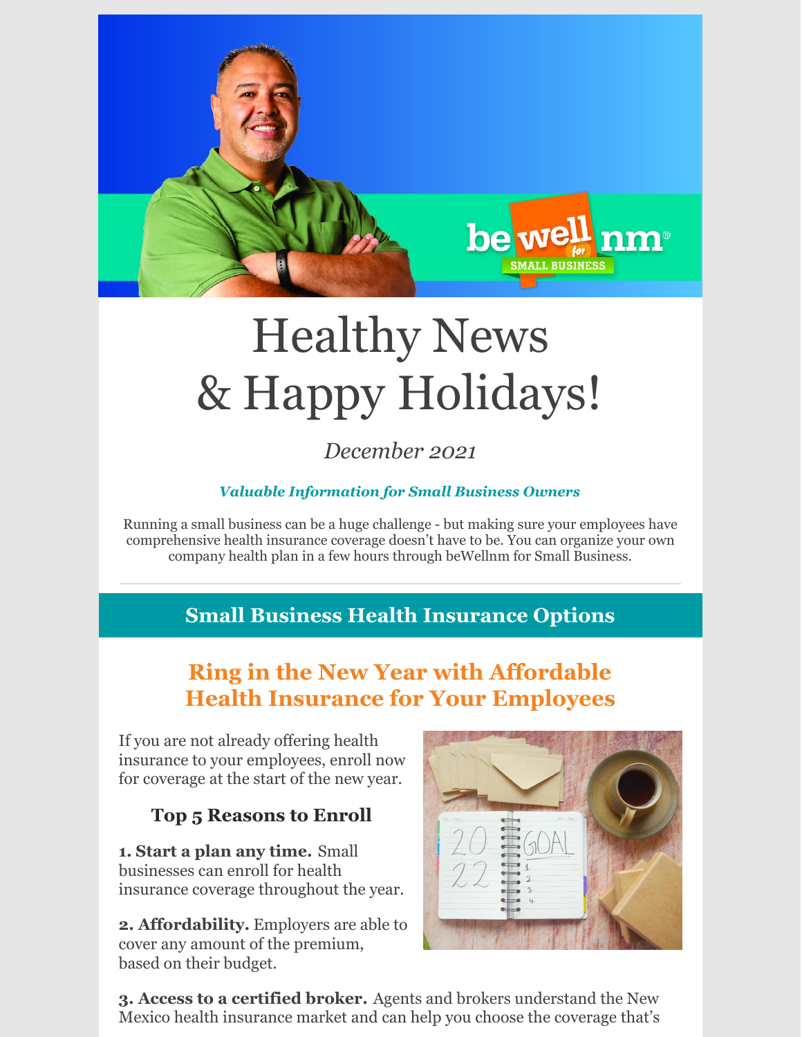# Healthy News & Happy Holidays!

*December 2021*

***Valuable Information for Small Business Owners***

Running a small business can be a huge challenge - but making sure your employees have comprehensive health insurance coverage doesn't have to be. You can organize your own company health plan in a few hours through beWellnm for Small Business.

## Small Business Health Insurance Options

## Ring in the New Year with Affordable Health Insurance for Your Employees

If you are not already offering health insurance to your employees, enroll now for coverage at the start of the new year.

### Top 5 Reasons to Enroll

**1. Start a plan any time.** Small businesses can enroll for health insurance coverage throughout the year.

**2. Affordability.** Employers are able to cover any amount of the premium, based on their budget.

**3. Access to a certified broker.** Agents and brokers understand the New Mexico health insurance market and can help you choose the coverage that's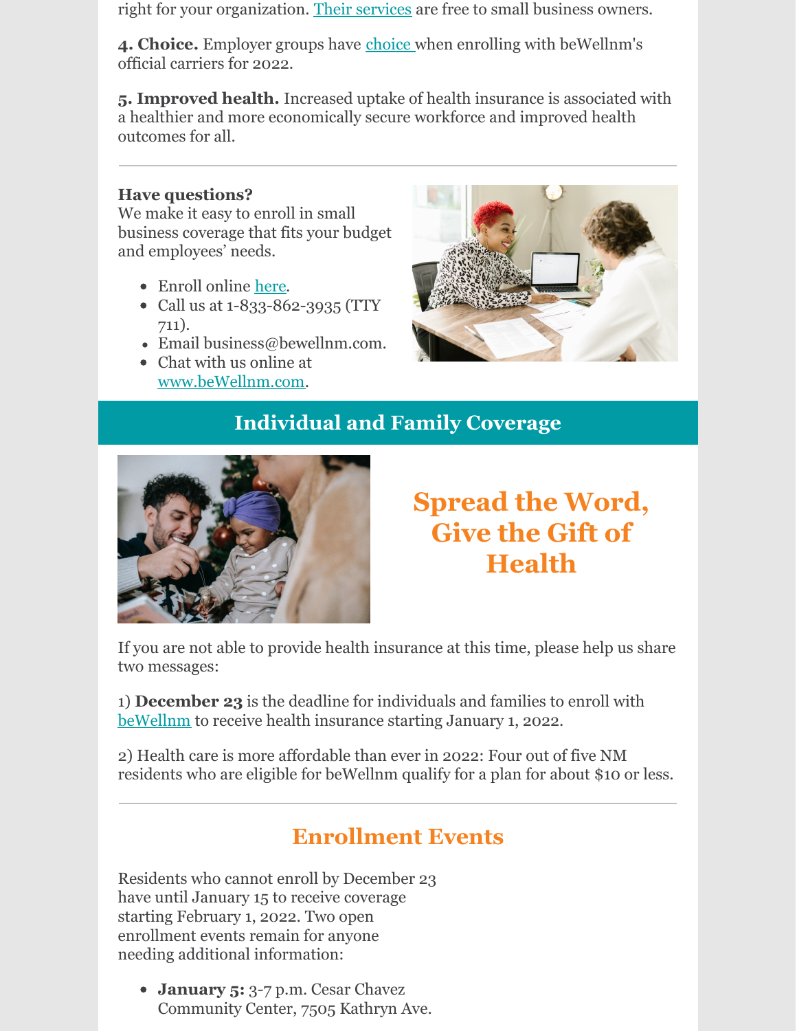right for your organization. Their services are free to small business owners.

**4. Choice.** Employer groups have choice when enrolling with beWellnm's official carriers for 2022.

**5. Improved health.** Increased uptake of health insurance is associated with a healthier and more economically secure workforce and improved health outcomes for all.

---

**Have questions?**
We make it easy to enroll in small business coverage that fits your budget and employees' needs.

- Enroll online here.
- Call us at 1-833-862-3935 (TTY 711).
- Email business@bewellnm.com.
- Chat with us online at www.beWellnm.com.

## Individual and Family Coverage

## Spread the Word, Give the Gift of Health

If you are not able to provide health insurance at this time, please help us share two messages:

1) **December 23** is the deadline for individuals and families to enroll with beWellnm to receive health insurance starting January 1, 2022.

2) Health care is more affordable than ever in 2022: Four out of five NM residents who are eligible for beWellnm qualify for a plan for about $10 or less.

---

## Enrollment Events

Residents who cannot enroll by December 23 have until January 15 to receive coverage starting February 1, 2022. Two open enrollment events remain for anyone needing additional information:

- **January 5:** 3-7 p.m. Cesar Chavez Community Center, 7505 Kathryn Ave.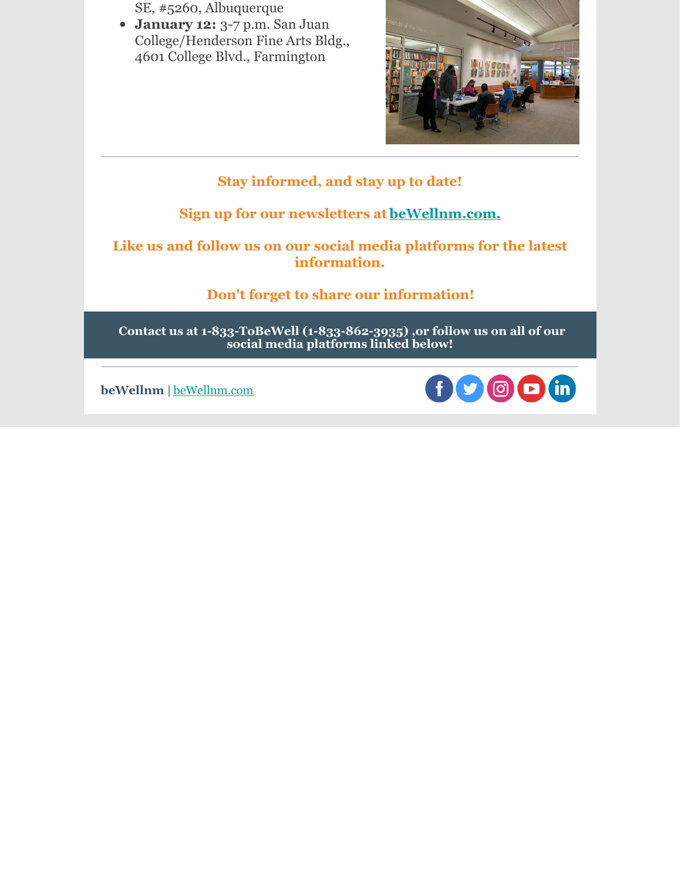SE, #5260, Albuquerque

- **January 12:** 3-7 p.m. San Juan College/Henderson Fine Arts Bldg., 4601 College Blvd., Farmington

---

**Stay informed, and stay up to date!**

**Sign up for our newsletters at beWellnm.com.**

**Like us and follow us on our social media platforms for the latest information.**

**Don't forget to share our information!**

**Contact us at 1-833-ToBeWell (1-833-862-3935) ,or follow us on all of our social media platforms linked below!**

---

**beWellnm** | beWellnm.com